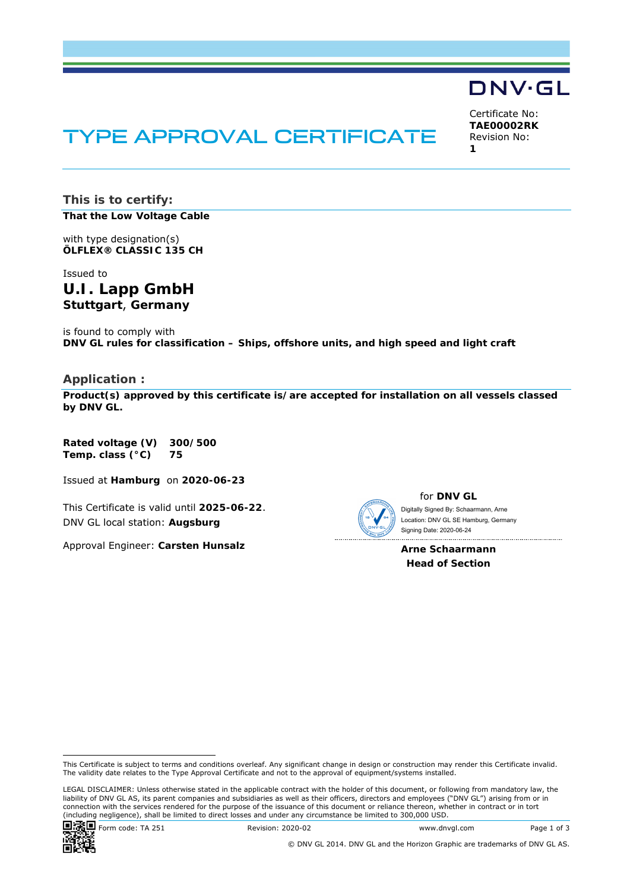DNV·GL

# TYPE APPROVAL CERTIFICATE

Certificate No:
**TAE00002RK**
Revision No:
**1**

## This is to certify:

**That the Low Voltage Cable**

with type designation(s)
**ÖLFLEX® CLASSIC 135 CH**

Issued to
### U.I. Lapp GmbH
**Stuttgart, Germany**

is found to comply with
**DNV GL rules for classification – Ships, offshore units, and high speed and light craft**

## Application :

**Product(s) approved by this certificate is/are accepted for installation on all vessels classed by DNV GL.**

**Rated voltage (V)** **300/500**
**Temp. class (°C)** **75**

Issued at **Hamburg** on **2020-06-23**

This Certificate is valid until **2025-06-22**.
DNV GL local station: **Augsburg**

Approval Engineer: **Carsten Hunsalz**

for **DNV GL**

Digitally Signed By: Schaarmann, Arne
Location: DNV GL SE Hamburg, Germany
Signing Date: 2020-06-24

**Arne Schaarmann**
**Head of Section**

This Certificate is subject to terms and conditions overleaf. Any significant change in design or construction may render this Certificate invalid. The validity date relates to the Type Approval Certificate and not to the approval of equipment/systems installed.

LEGAL DISCLAIMER: Unless otherwise stated in the applicable contract with the holder of this document, or following from mandatory law, the liability of DNV GL AS, its parent companies and subsidiaries as well as their officers, directors and employees ("DNV GL") arising from or in connection with the services rendered for the purpose of the issuance of this document or reliance thereon, whether in contract or in tort (including negligence), shall be limited to direct losses and under any circumstance be limited to 300,000 USD.

Form code: TA 251 Revision: 2020-02 www.dnvgl.com

© DNV GL 2014. DNV GL and the Horizon Graphic are trademarks of DNV GL AS.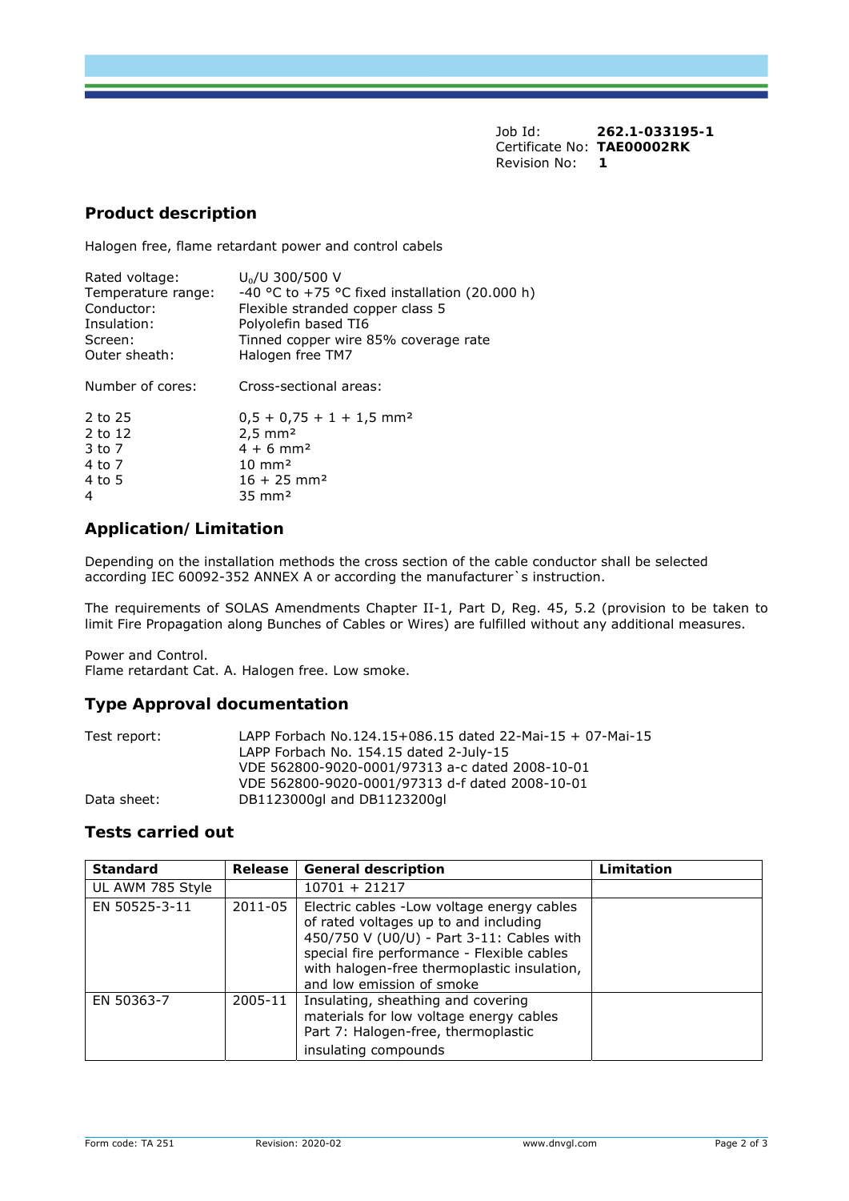Job Id: **262.1-033195-1**
Certificate No: **TAE00002RK**
Revision No: **1**

## Product description

Halogen free, flame retardant power and control cabels

| | |
|---|---|
| Rated voltage: | $U_0$/U 300/500 V |
| Temperature range: | -40 °C to +75 °C fixed installation (20.000 h) |
| Conductor: | Flexible stranded copper class 5 |
| Insulation: | Polyolefin based TI6 |
| Screen: | Tinned copper wire 85% coverage rate |
| Outer sheath: | Halogen free TM7 |

| Number of cores: | Cross-sectional areas: |
|---|---|
| 2 to 25 | 0,5 + 0,75 + 1 + 1,5 mm² |
| 2 to 12 | 2,5 mm² |
| 3 to 7 | 4 + 6 mm² |
| 4 to 7 | 10 mm² |
| 4 to 5 | 16 + 25 mm² |
| 4 | 35 mm² |

## Application/ Limitation

Depending on the installation methods the cross section of the cable conductor shall be selected according IEC 60092-352 ANNEX A or according the manufacturer`s instruction.

The requirements of SOLAS Amendments Chapter II-1, Part D, Reg. 45, 5.2 (provision to be taken to limit Fire Propagation along Bunches of Cables or Wires) are fulfilled without any additional measures.

Power and Control.
Flame retardant Cat. A. Halogen free. Low smoke.

## Type Approval documentation

| | |
|---|---|
| Test report: | LAPP Forbach No.124.15+086.15 dated 22-Mai-15 + 07-Mai-15 |
| | LAPP Forbach No. 154.15 dated 2-July-15 |
| | VDE 562800-9020-0001/97313 a-c dated 2008-10-01 |
| | VDE 562800-9020-0001/97313 d-f dated 2008-10-01 |
| Data sheet: | DB1123000gl and DB1123200gl |

## Tests carried out

| Standard | Release | General description | Limitation |
|---|---|---|---|
| UL AWM 785 Style | | 10701 + 21217 | |
| EN 50525-3-11 | 2011-05 | Electric cables -Low voltage energy cables of rated voltages up to and including 450/750 V (U0/U) - Part 3-11: Cables with special fire performance - Flexible cables with halogen-free thermoplastic insulation, and low emission of smoke | |
| EN 50363-7 | 2005-11 | Insulating, sheathing and covering materials for low voltage energy cables Part 7: Halogen-free, thermoplastic insulating compounds | |

Form code: TA 251 Revision: 2020-02 www.dnvgl.com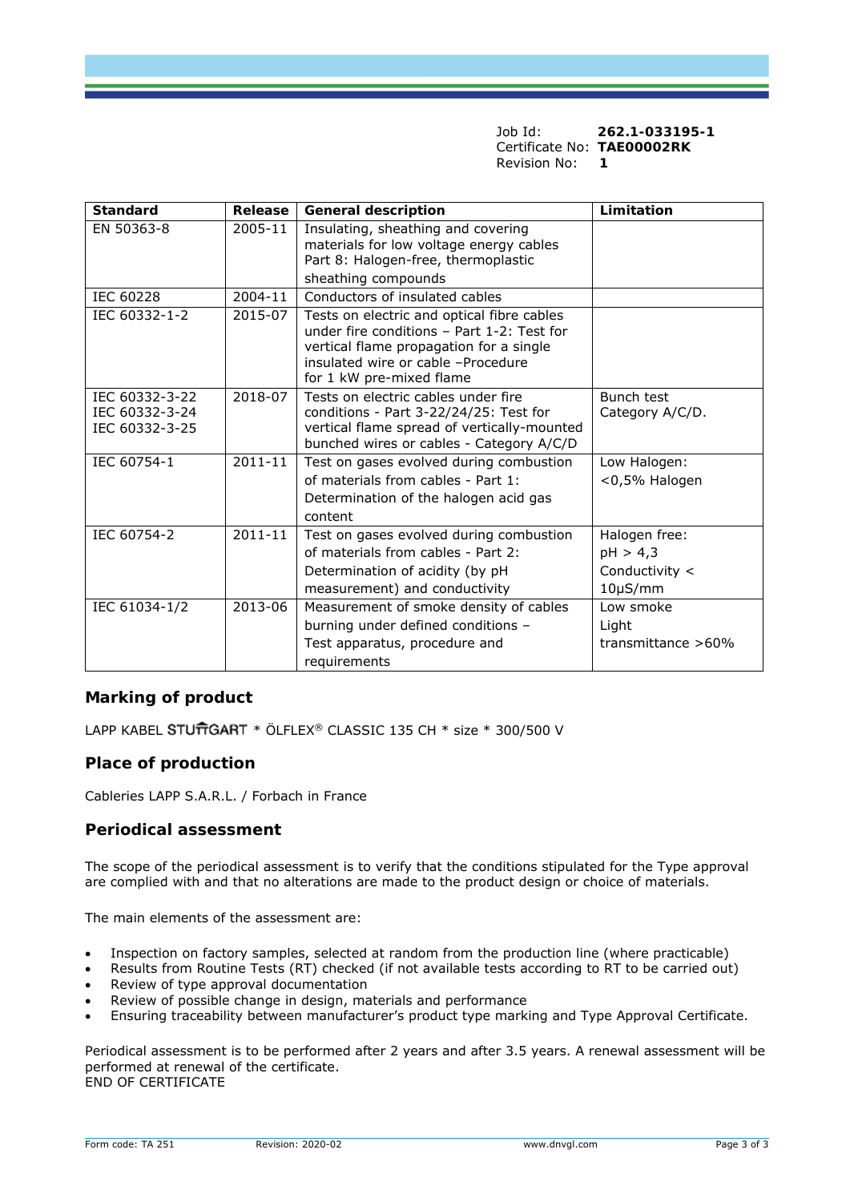Job Id: **262.1-033195-1**
Certificate No: **TAE00002RK**
Revision No: **1**

| Standard | Release | General description | Limitation |
|---|---|---|---|
| EN 50363-8 | 2005-11 | Insulating, sheathing and covering materials for low voltage energy cables Part 8: Halogen-free, thermoplastic sheathing compounds | |
| IEC 60228 | 2004-11 | Conductors of insulated cables | |
| IEC 60332-1-2 | 2015-07 | Tests on electric and optical fibre cables under fire conditions – Part 1-2: Test for vertical flame propagation for a single insulated wire or cable –Procedure for 1 kW pre-mixed flame | |
| IEC 60332-3-22<br>IEC 60332-3-24<br>IEC 60332-3-25 | 2018-07 | Tests on electric cables under fire conditions - Part 3-22/24/25: Test for vertical flame spread of vertically-mounted bunched wires or cables - Category A/C/D | Bunch test Category A/C/D. |
| IEC 60754-1 | 2011-11 | Test on gases evolved during combustion of materials from cables - Part 1: Determination of the halogen acid gas content | Low Halogen: <0,5% Halogen |
| IEC 60754-2 | 2011-11 | Test on gases evolved during combustion of materials from cables - Part 2: Determination of acidity (by pH measurement) and conductivity | Halogen free: pH > 4,3 Conductivity < 10µS/mm |
| IEC 61034-1/2 | 2013-06 | Measurement of smoke density of cables burning under defined conditions – Test apparatus, procedure and requirements | Low smoke Light transmittance >60% |

## Marking of product

LAPP KABEL STUTTGART * ÖLFLEX® CLASSIC 135 CH * size * 300/500 V

## Place of production

Cableries LAPP S.A.R.L. / Forbach in France

## Periodical assessment

The scope of the periodical assessment is to verify that the conditions stipulated for the Type approval are complied with and that no alterations are made to the product design or choice of materials.

The main elements of the assessment are:

- Inspection on factory samples, selected at random from the production line (where practicable)
- Results from Routine Tests (RT) checked (if not available tests according to RT to be carried out)
- Review of type approval documentation
- Review of possible change in design, materials and performance
- Ensuring traceability between manufacturer's product type marking and Type Approval Certificate.

Periodical assessment is to be performed after 2 years and after 3.5 years. A renewal assessment will be performed at renewal of the certificate.
END OF CERTIFICATE

Form code: TA 251 Revision: 2020-02 www.dnvgl.com